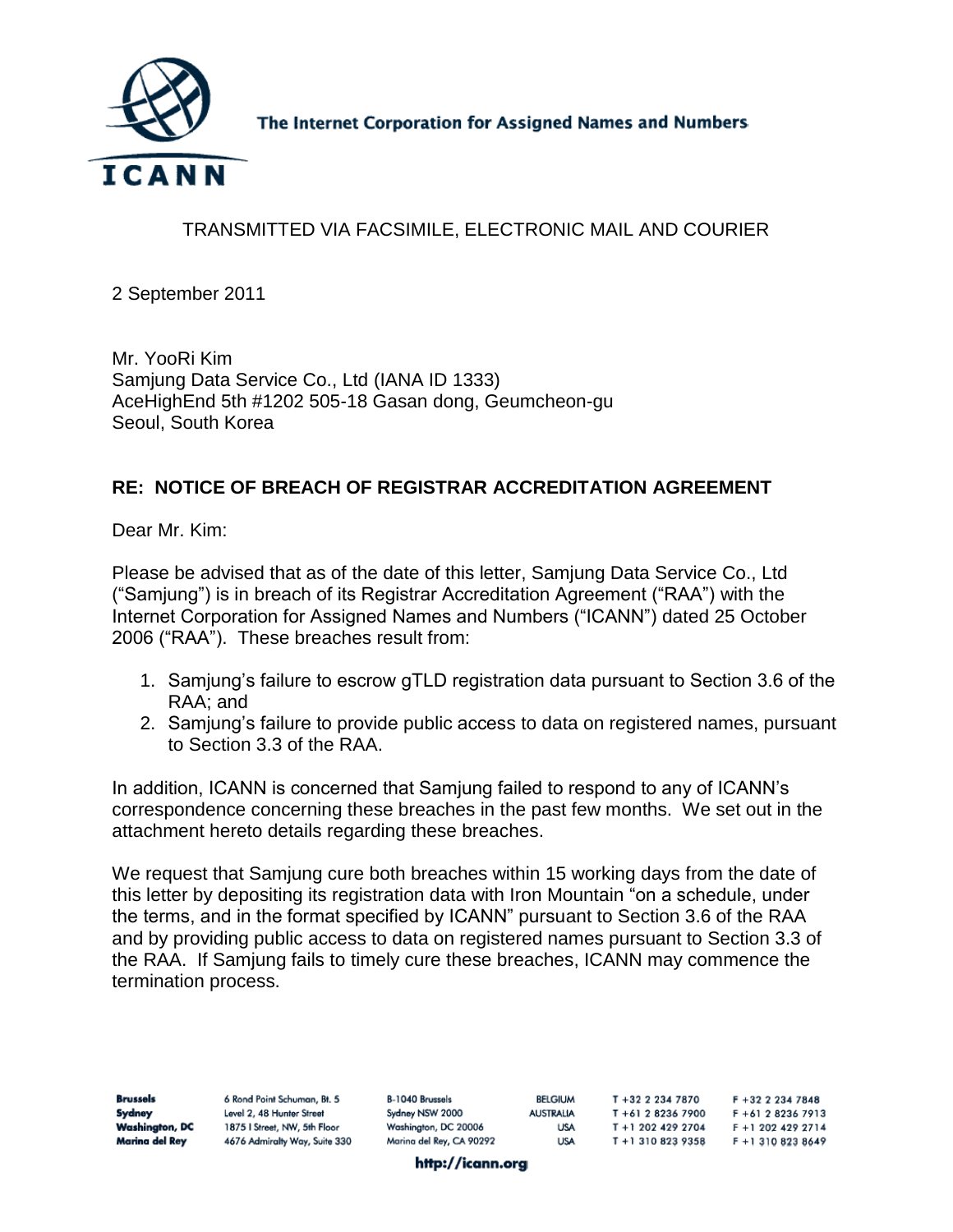The Internet Corporation for Assigned Names and Numbers

TRANSMITTED VIA FACSIMILE, ELECTRONIC MAIL AND COURIER

2 September 2011

Mr. YooRi Kim
Samjung Data Service Co., Ltd (IANA ID 1333)
AceHighEnd 5th #1202 505-18 Gasan dong, Geumcheon-gu
Seoul, South Korea

**RE: NOTICE OF BREACH OF REGISTRAR ACCREDITATION AGREEMENT**

Dear Mr. Kim:

Please be advised that as of the date of this letter, Samjung Data Service Co., Ltd ("Samjung") is in breach of its Registrar Accreditation Agreement ("RAA") with the Internet Corporation for Assigned Names and Numbers ("ICANN") dated 25 October 2006 ("RAA"). These breaches result from:

1. Samjung's failure to escrow gTLD registration data pursuant to Section 3.6 of the RAA; and
2. Samjung's failure to provide public access to data on registered names, pursuant to Section 3.3 of the RAA.

In addition, ICANN is concerned that Samjung failed to respond to any of ICANN's correspondence concerning these breaches in the past few months. We set out in the attachment hereto details regarding these breaches.

We request that Samjung cure both breaches within 15 working days from the date of this letter by depositing its registration data with Iron Mountain "on a schedule, under the terms, and in the format specified by ICANN" pursuant to Section 3.6 of the RAA and by providing public access to data on registered names pursuant to Section 3.3 of the RAA. If Samjung fails to timely cure these breaches, ICANN may commence the termination process.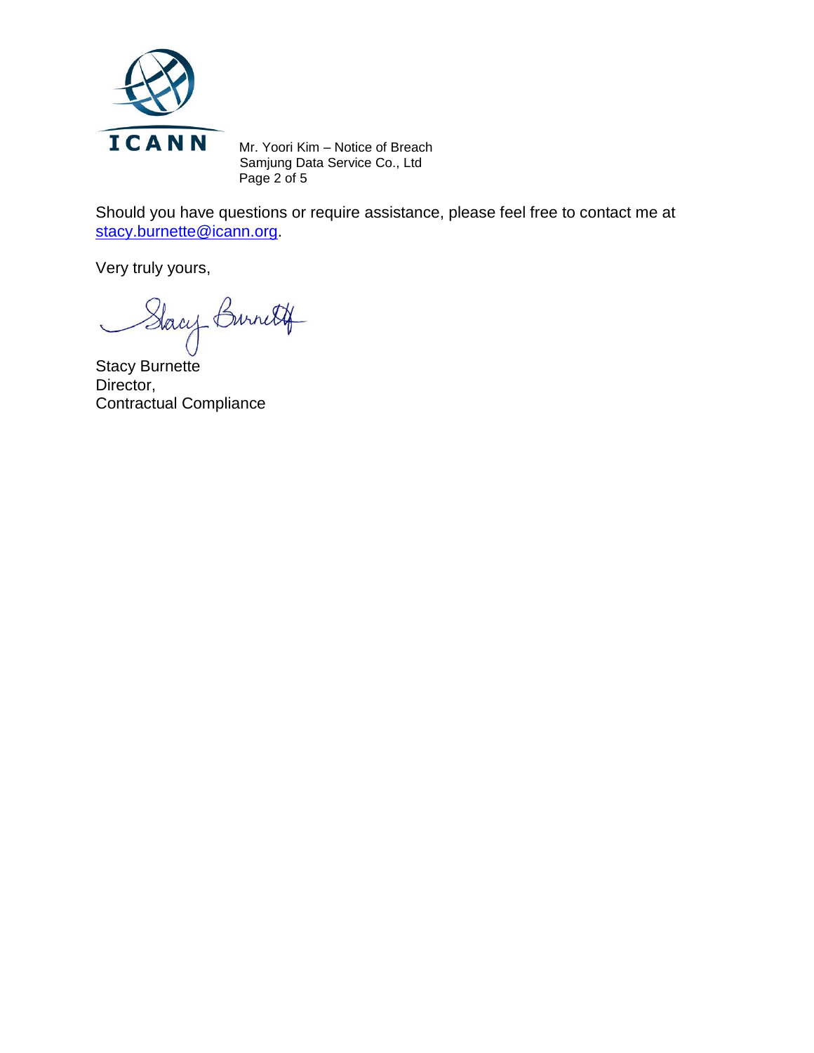Should you have questions or require assistance, please feel free to contact me at stacy.burnette@icann.org.

Very truly yours,

Stacy Burnette
Director,
Contractual Compliance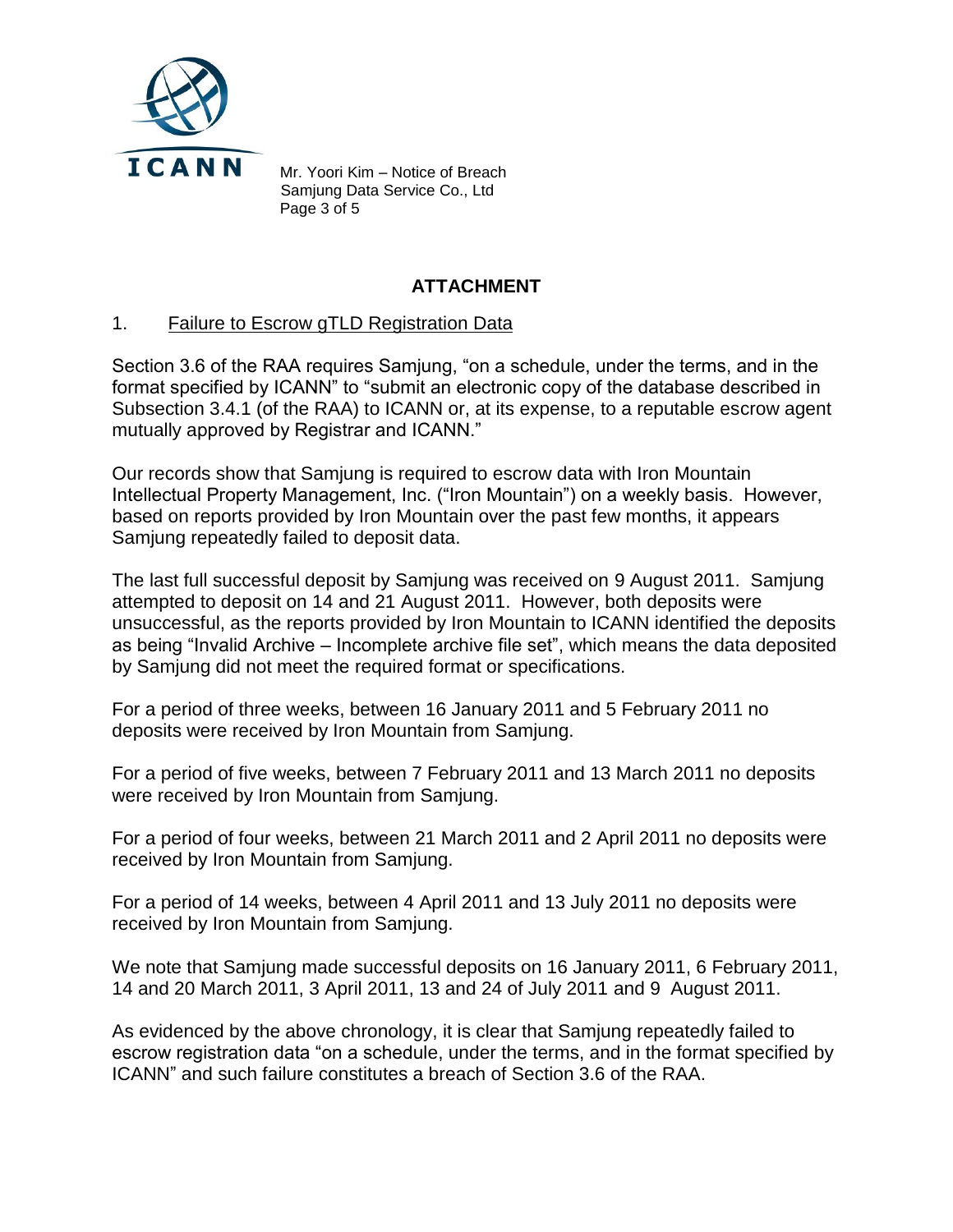## ATTACHMENT

1. Failure to Escrow gTLD Registration Data

Section 3.6 of the RAA requires Samjung, "on a schedule, under the terms, and in the format specified by ICANN" to "submit an electronic copy of the database described in Subsection 3.4.1 (of the RAA) to ICANN or, at its expense, to a reputable escrow agent mutually approved by Registrar and ICANN."

Our records show that Samjung is required to escrow data with Iron Mountain Intellectual Property Management, Inc. ("Iron Mountain") on a weekly basis. However, based on reports provided by Iron Mountain over the past few months, it appears Samjung repeatedly failed to deposit data.

The last full successful deposit by Samjung was received on 9 August 2011. Samjung attempted to deposit on 14 and 21 August 2011. However, both deposits were unsuccessful, as the reports provided by Iron Mountain to ICANN identified the deposits as being "Invalid Archive – Incomplete archive file set", which means the data deposited by Samjung did not meet the required format or specifications.

For a period of three weeks, between 16 January 2011 and 5 February 2011 no deposits were received by Iron Mountain from Samjung.

For a period of five weeks, between 7 February 2011 and 13 March 2011 no deposits were received by Iron Mountain from Samjung.

For a period of four weeks, between 21 March 2011 and 2 April 2011 no deposits were received by Iron Mountain from Samjung.

For a period of 14 weeks, between 4 April 2011 and 13 July 2011 no deposits were received by Iron Mountain from Samjung.

We note that Samjung made successful deposits on 16 January 2011, 6 February 2011, 14 and 20 March 2011, 3 April 2011, 13 and 24 of July 2011 and 9 August 2011.

As evidenced by the above chronology, it is clear that Samjung repeatedly failed to escrow registration data "on a schedule, under the terms, and in the format specified by ICANN" and such failure constitutes a breach of Section 3.6 of the RAA.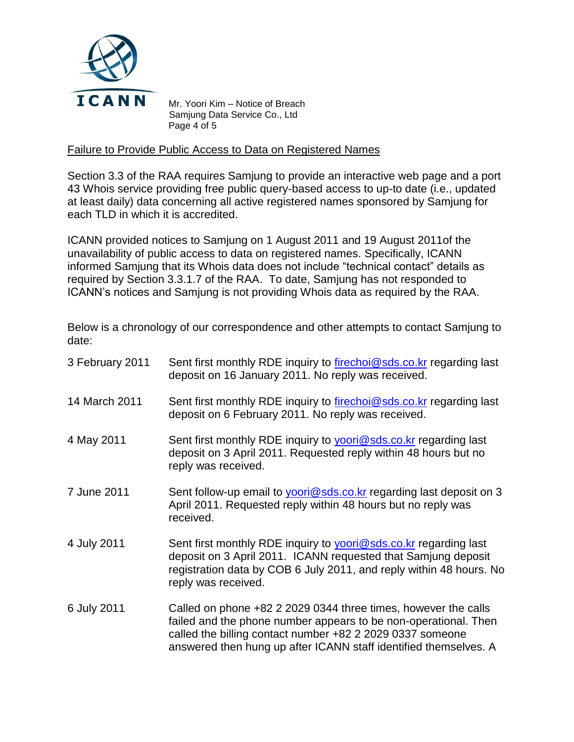## Failure to Provide Public Access to Data on Registered Names

Section 3.3 of the RAA requires Samjung to provide an interactive web page and a port 43 Whois service providing free public query-based access to up-to date (i.e., updated at least daily) data concerning all active registered names sponsored by Samjung for each TLD in which it is accredited.

ICANN provided notices to Samjung on 1 August 2011 and 19 August 2011of the unavailability of public access to data on registered names. Specifically, ICANN informed Samjung that its Whois data does not include "technical contact" details as required by Section 3.3.1.7 of the RAA. To date, Samjung has not responded to ICANN's notices and Samjung is not providing Whois data as required by the RAA.

Below is a chronology of our correspondence and other attempts to contact Samjung to date:

| | |
|---|---|
| 3 February 2011 | Sent first monthly RDE inquiry to firechoi@sds.co.kr regarding last deposit on 16 January 2011. No reply was received. |
| 14 March 2011 | Sent first monthly RDE inquiry to firechoi@sds.co.kr regarding last deposit on 6 February 2011. No reply was received. |
| 4 May 2011 | Sent first monthly RDE inquiry to yoori@sds.co.kr regarding last deposit on 3 April 2011. Requested reply within 48 hours but no reply was received. |
| 7 June 2011 | Sent follow-up email to yoori@sds.co.kr regarding last deposit on 3 April 2011. Requested reply within 48 hours but no reply was received. |
| 4 July 2011 | Sent first monthly RDE inquiry to yoori@sds.co.kr regarding last deposit on 3 April 2011. ICANN requested that Samjung deposit registration data by COB 6 July 2011, and reply within 48 hours. No reply was received. |
| 6 July 2011 | Called on phone +82 2 2029 0344 three times, however the calls failed and the phone number appears to be non-operational. Then called the billing contact number +82 2 2029 0337 someone answered then hung up after ICANN staff identified themselves. A |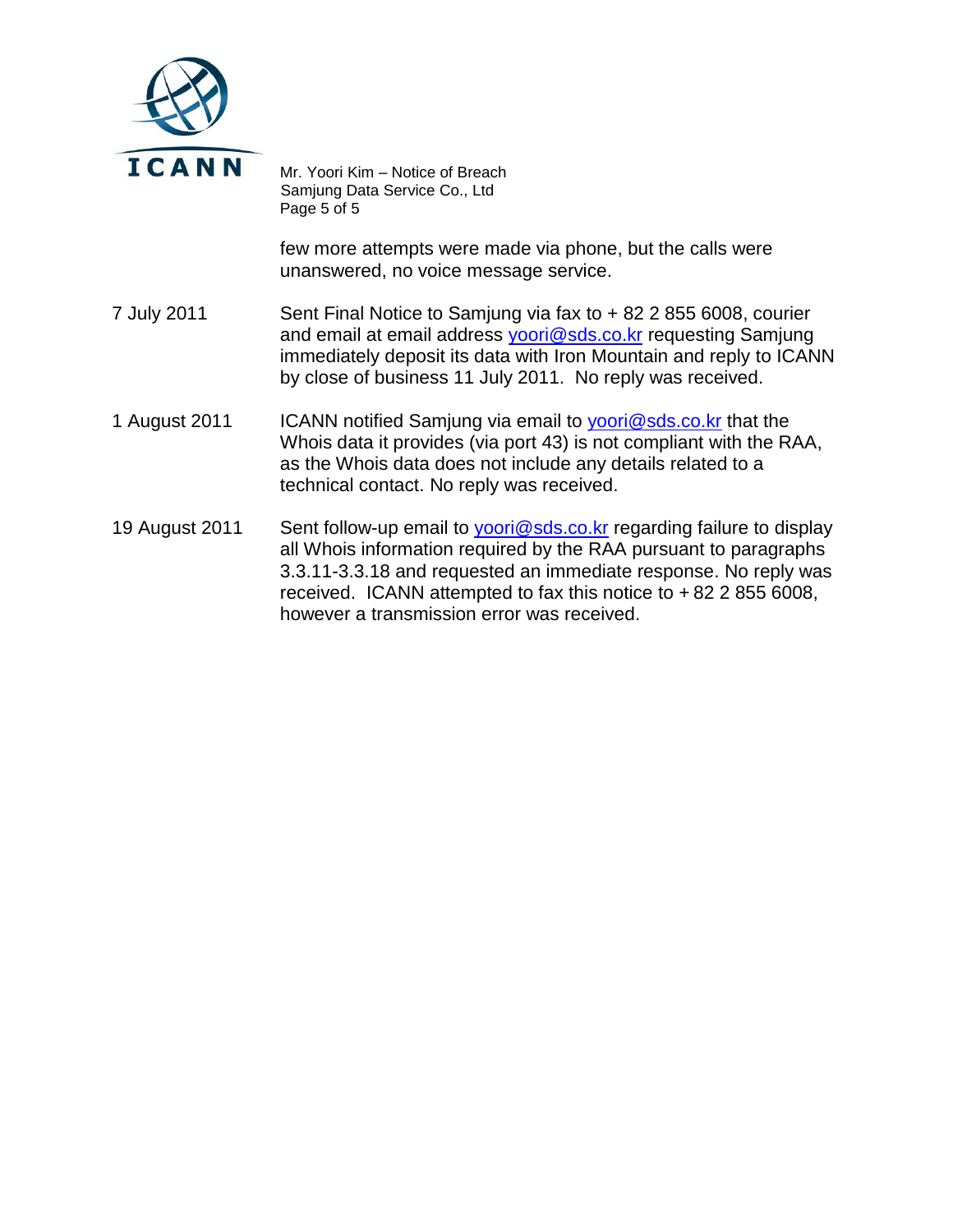few more attempts were made via phone, but the calls were unanswered, no voice message service.

| | |
|---|---|
| 7 July 2011 | Sent Final Notice to Samjung via fax to + 82 2 855 6008, courier and email at email address yoori@sds.co.kr requesting Samjung immediately deposit its data with Iron Mountain and reply to ICANN by close of business 11 July 2011. No reply was received. |
| 1 August 2011 | ICANN notified Samjung via email to yoori@sds.co.kr that the Whois data it provides (via port 43) is not compliant with the RAA, as the Whois data does not include any details related to a technical contact. No reply was received. |
| 19 August 2011 | Sent follow-up email to yoori@sds.co.kr regarding failure to display all Whois information required by the RAA pursuant to paragraphs 3.3.11-3.3.18 and requested an immediate response. No reply was received. ICANN attempted to fax this notice to + 82 2 855 6008, however a transmission error was received. |